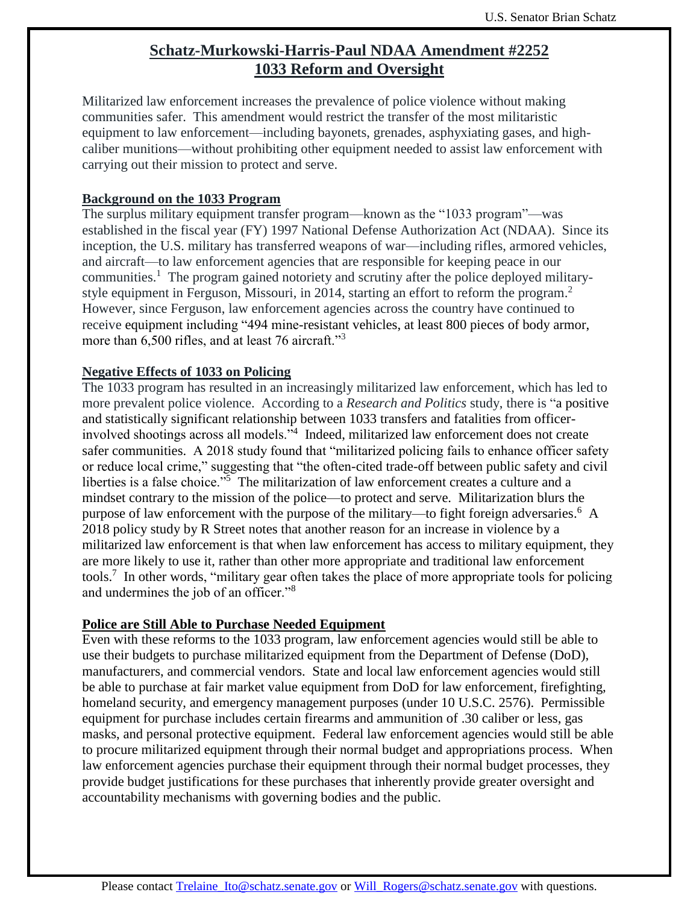# Schatz-Murkowski-Harris-Paul NDAA Amendment #2252
# 1033 Reform and Oversight

Militarized law enforcement increases the prevalence of police violence without making communities safer. This amendment would restrict the transfer of the most militaristic equipment to law enforcement—including bayonets, grenades, asphyxiating gases, and high-caliber munitions—without prohibiting other equipment needed to assist law enforcement with carrying out their mission to protect and serve.

## Background on the 1033 Program

The surplus military equipment transfer program—known as the "1033 program"—was established in the fiscal year (FY) 1997 National Defense Authorization Act (NDAA). Since its inception, the U.S. military has transferred weapons of war—including rifles, armored vehicles, and aircraft—to law enforcement agencies that are responsible for keeping peace in our communities.[1] The program gained notoriety and scrutiny after the police deployed military-style equipment in Ferguson, Missouri, in 2014, starting an effort to reform the program.[2] However, since Ferguson, law enforcement agencies across the country have continued to receive equipment including "494 mine-resistant vehicles, at least 800 pieces of body armor, more than 6,500 rifles, and at least 76 aircraft."[3]

## Negative Effects of 1033 on Policing

The 1033 program has resulted in an increasingly militarized law enforcement, which has led to more prevalent police violence. According to a *Research and Politics* study, there is "a positive and statistically significant relationship between 1033 transfers and fatalities from officer-involved shootings across all models."[4] Indeed, militarized law enforcement does not create safer communities. A 2018 study found that "militarized policing fails to enhance officer safety or reduce local crime," suggesting that "the often-cited trade-off between public safety and civil liberties is a false choice."[5] The militarization of law enforcement creates a culture and a mindset contrary to the mission of the police—to protect and serve. Militarization blurs the purpose of law enforcement with the purpose of the military—to fight foreign adversaries.[6] A 2018 policy study by R Street notes that another reason for an increase in violence by a militarized law enforcement is that when law enforcement has access to military equipment, they are more likely to use it, rather than other more appropriate and traditional law enforcement tools.[7] In other words, "military gear often takes the place of more appropriate tools for policing and undermines the job of an officer."[8]

## Police are Still Able to Purchase Needed Equipment

Even with these reforms to the 1033 program, law enforcement agencies would still be able to use their budgets to purchase militarized equipment from the Department of Defense (DoD), manufacturers, and commercial vendors. State and local law enforcement agencies would still be able to purchase at fair market value equipment from DoD for law enforcement, firefighting, homeland security, and emergency management purposes (under 10 U.S.C. 2576). Permissible equipment for purchase includes certain firearms and ammunition of .30 caliber or less, gas masks, and personal protective equipment. Federal law enforcement agencies would still be able to procure militarized equipment through their normal budget and appropriations process. When law enforcement agencies purchase their equipment through their normal budget processes, they provide budget justifications for these purchases that inherently provide greater oversight and accountability mechanisms with governing bodies and the public.

Please contact Trelaine_Ito@schatz.senate.gov or Will_Rogers@schatz.senate.gov with questions.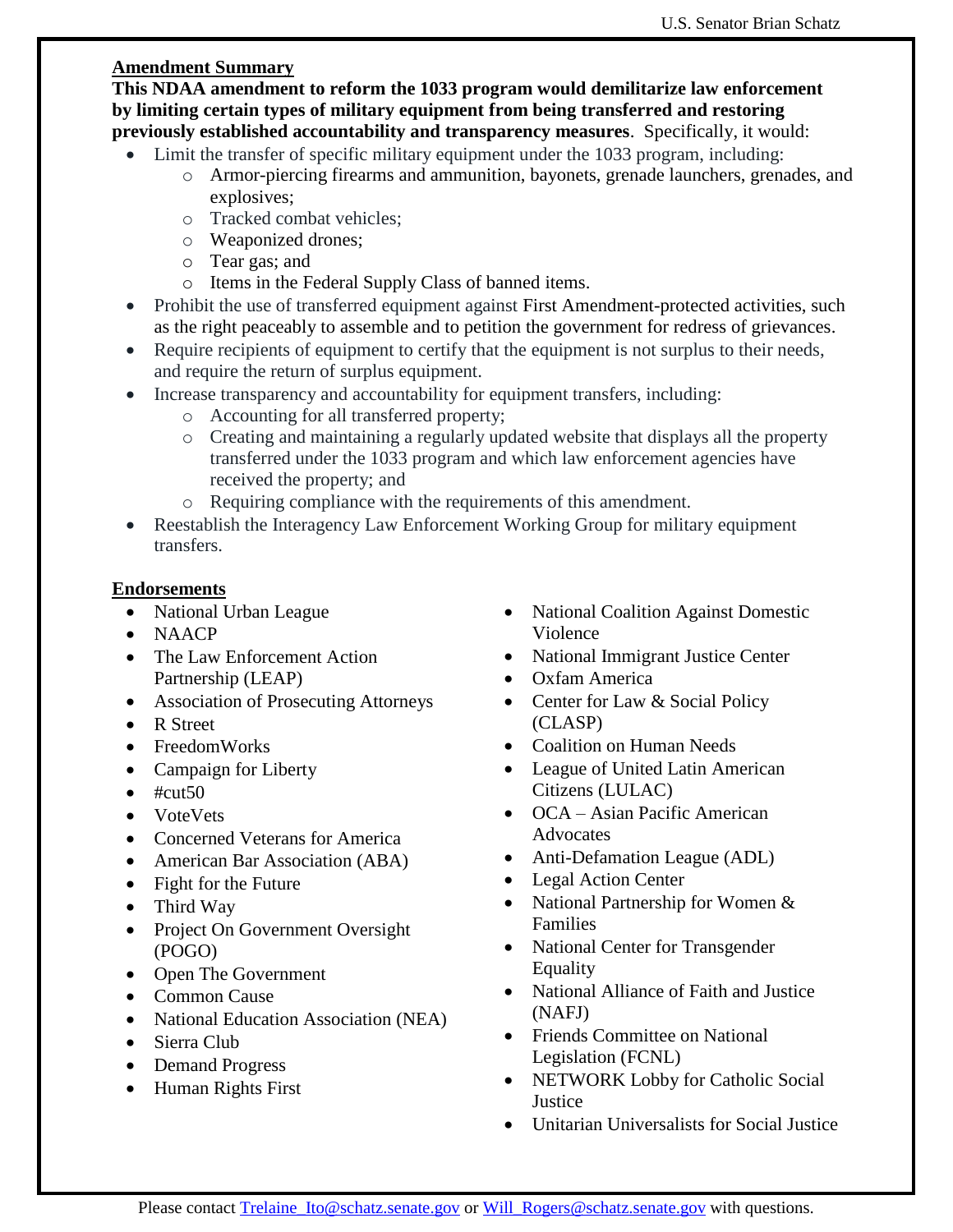## Amendment Summary

**This NDAA amendment to reform the 1033 program would demilitarize law enforcement by limiting certain types of military equipment from being transferred and restoring previously established accountability and transparency measures**. Specifically, it would:

- Limit the transfer of specific military equipment under the 1033 program, including:
  - Armor-piercing firearms and ammunition, bayonets, grenade launchers, grenades, and explosives;
  - Tracked combat vehicles;
  - Weaponized drones;
  - Tear gas; and
  - Items in the Federal Supply Class of banned items.
- Prohibit the use of transferred equipment against First Amendment-protected activities, such as the right peaceably to assemble and to petition the government for redress of grievances.
- Require recipients of equipment to certify that the equipment is not surplus to their needs, and require the return of surplus equipment.
- Increase transparency and accountability for equipment transfers, including:
  - Accounting for all transferred property;
  - Creating and maintaining a regularly updated website that displays all the property transferred under the 1033 program and which law enforcement agencies have received the property; and
  - Requiring compliance with the requirements of this amendment.
- Reestablish the Interagency Law Enforcement Working Group for military equipment transfers.

## Endorsements

- National Urban League
- NAACP
- The Law Enforcement Action Partnership (LEAP)
- Association of Prosecuting Attorneys
- R Street
- FreedomWorks
- Campaign for Liberty
- #cut50
- VoteVets
- Concerned Veterans for America
- American Bar Association (ABA)
- Fight for the Future
- Third Way
- Project On Government Oversight (POGO)
- Open The Government
- Common Cause
- National Education Association (NEA)
- Sierra Club
- Demand Progress
- Human Rights First
- National Coalition Against Domestic Violence
- National Immigrant Justice Center
- Oxfam America
- Center for Law & Social Policy (CLASP)
- Coalition on Human Needs
- League of United Latin American Citizens (LULAC)
- OCA – Asian Pacific American Advocates
- Anti-Defamation League (ADL)
- Legal Action Center
- National Partnership for Women & Families
- National Center for Transgender Equality
- National Alliance of Faith and Justice (NAFJ)
- Friends Committee on National Legislation (FCNL)
- NETWORK Lobby for Catholic Social Justice
- Unitarian Universalists for Social Justice

Please contact Trelaine_Ito@schatz.senate.gov or Will_Rogers@schatz.senate.gov with questions.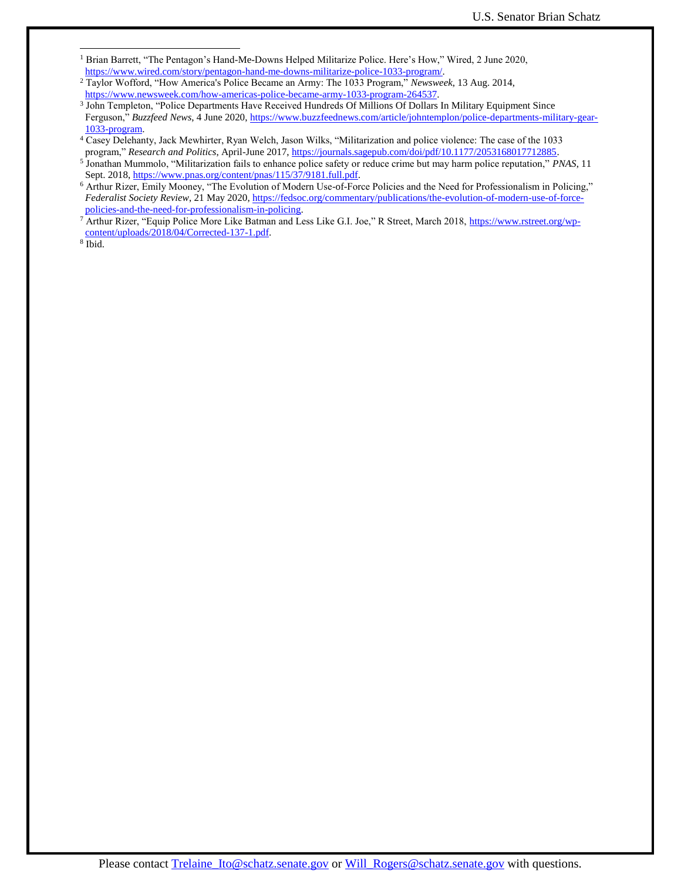[1] Brian Barrett, "The Pentagon's Hand-Me-Downs Helped Militarize Police. Here's How," Wired, 2 June 2020, https://www.wired.com/story/pentagon-hand-me-downs-militarize-police-1033-program/.

[2] Taylor Wofford, "How America's Police Became an Army: The 1033 Program," *Newsweek*, 13 Aug. 2014, https://www.newsweek.com/how-americas-police-became-army-1033-program-264537.

[3] John Templeton, "Police Departments Have Received Hundreds Of Millions Of Dollars In Military Equipment Since Ferguson," *Buzzfeed News*, 4 June 2020, https://www.buzzfeednews.com/article/johntemplon/police-departments-military-gear-1033-program.

[4] Casey Delehanty, Jack Mewhirter, Ryan Welch, Jason Wilks, "Militarization and police violence: The case of the 1033 program," *Research and Politics*, April-June 2017, https://journals.sagepub.com/doi/pdf/10.1177/2053168017712885.

[5] Jonathan Mummolo, "Militarization fails to enhance police safety or reduce crime but may harm police reputation," *PNAS*, 11 Sept. 2018, https://www.pnas.org/content/pnas/115/37/9181.full.pdf.

[6] Arthur Rizer, Emily Mooney, "The Evolution of Modern Use-of-Force Policies and the Need for Professionalism in Policing," *Federalist Society Review*, 21 May 2020, https://fedsoc.org/commentary/publications/the-evolution-of-modern-use-of-force-policies-and-the-need-for-professionalism-in-policing.

[7] Arthur Rizer, "Equip Police More Like Batman and Less Like G.I. Joe," R Street, March 2018, https://www.rstreet.org/wp-content/uploads/2018/04/Corrected-137-1.pdf.

[8] Ibid.

Please contact Trelaine_Ito@schatz.senate.gov or Will_Rogers@schatz.senate.gov with questions.